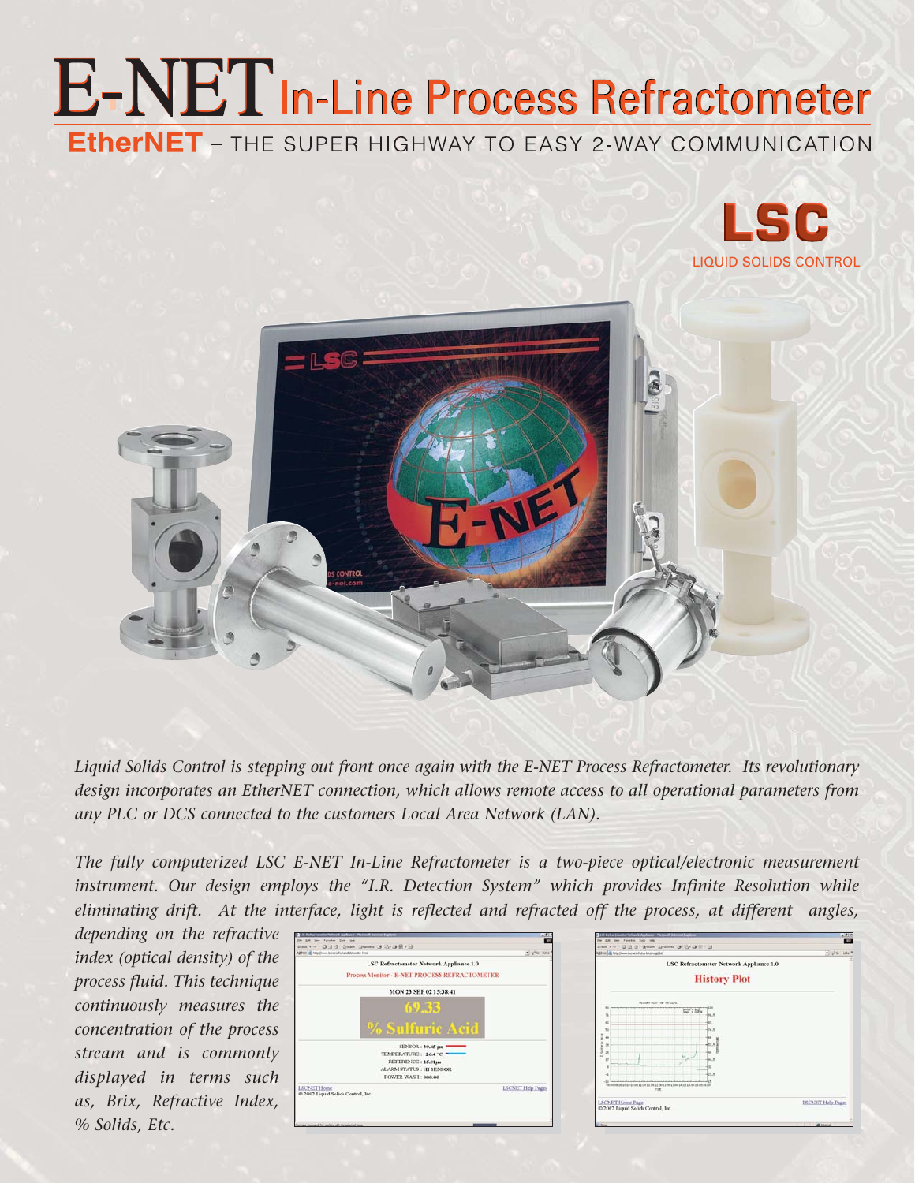# E-NET In-Line Process Refractometer

## EtherNET – THE SUPER HIGHWAY TO EASY 2-WAY COMMUNICATION

**LSC**

LIQUID SOLIDS CONTROL

*Liquid Solids Control is stepping out front once again with the E-NET Process Refractometer. Its revolutionary design incorporates an EtherNET connection, which allows remote access to all operational parameters from any PLC or DCS connected to the customers Local Area Network (LAN).*

*The fully computerized LSC E-NET In-Line Refractometer is a two-piece optical/electronic measurement instrument. Our design employs the "I.R. Detection System" which provides Infinite Resolution while eliminating drift. At the interface, light is reflected and refracted off the process, at different angles, depending on the refractive index (optical density) of the process fluid. This technique continuously measures the concentration of the process stream and is commonly displayed in terms such as, Brix, Refractive Index, % Solids, Etc.*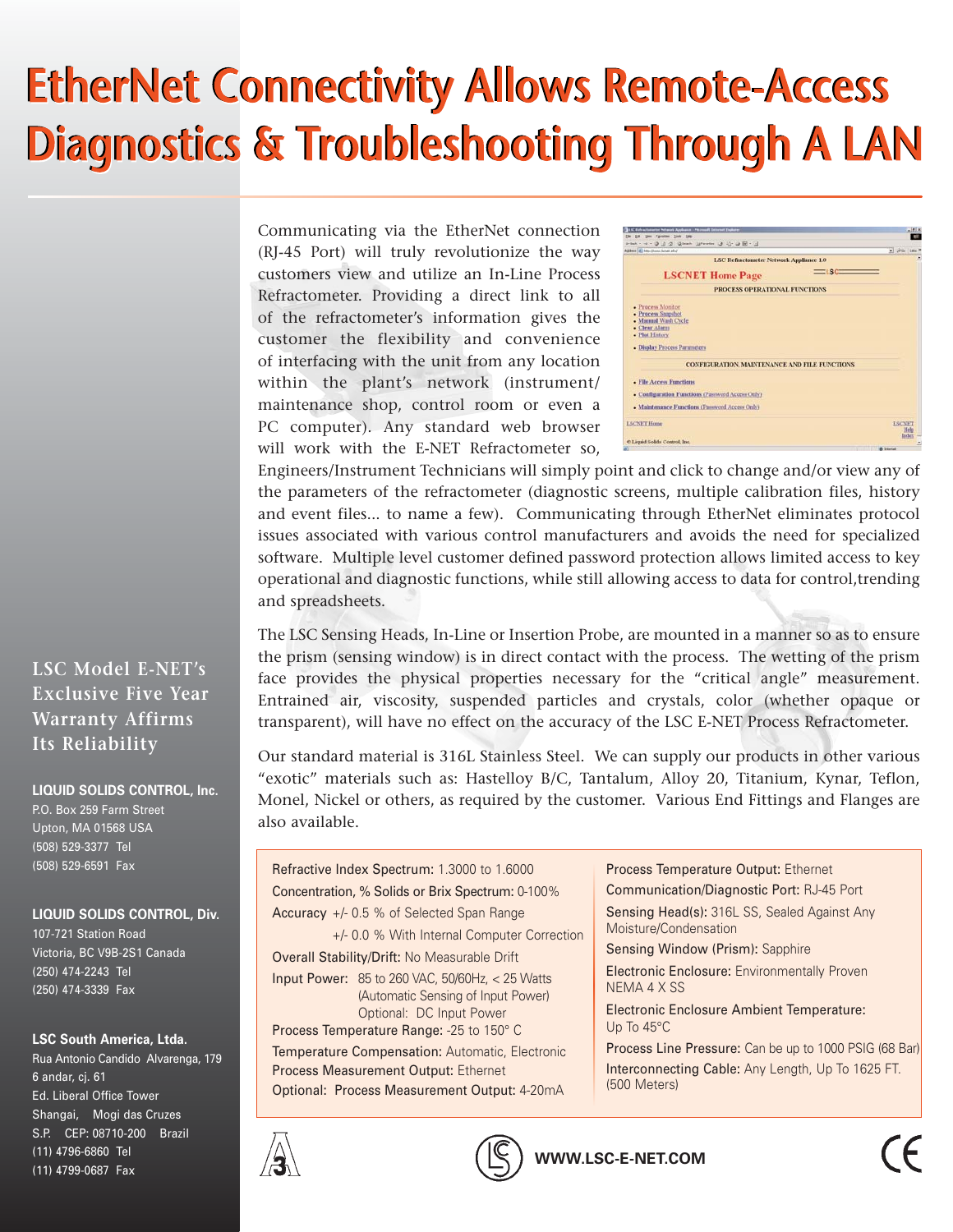# EtherNet Connectivity Allows Remote-Access Diagnostics & Troubleshooting Through A LAN

Communicating via the EtherNet connection (RJ-45 Port) will truly revolutionize the way customers view and utilize an In-Line Process Refractometer. Providing a direct link to all of the refractometer's information gives the customer the flexibility and convenience of interfacing with the unit from any location within the plant's network (instrument/maintenance shop, control room or even a PC computer). Any standard web browser will work with the E-NET Refractometer so, Engineers/Instrument Technicians will simply point and click to change and/or view any of the parameters of the refractometer (diagnostic screens, multiple calibration files, history and event files... to name a few). Communicating through EtherNet eliminates protocol issues associated with various control manufacturers and avoids the need for specialized software. Multiple level customer defined password protection allows limited access to key operational and diagnostic functions, while still allowing access to data for control,trending and spreadsheets.

The LSC Sensing Heads, In-Line or Insertion Probe, are mounted in a manner so as to ensure the prism (sensing window) is in direct contact with the process. The wetting of the prism face provides the physical properties necessary for the "critical angle" measurement. Entrained air, viscosity, suspended particles and crystals, color (whether opaque or transparent), will have no effect on the accuracy of the LSC E-NET Process Refractometer.

Our standard material is 316L Stainless Steel. We can supply our products in other various "exotic" materials such as: Hastelloy B/C, Tantalum, Alloy 20, Titanium, Kynar, Teflon, Monel, Nickel or others, as required by the customer. Various End Fittings and Flanges are also available.

Refractive Index Spectrum: 1.3000 to 1.6000
Concentration, % Solids or Brix Spectrum: 0-100%
Accuracy +/- 0.5 % of Selected Span Range
+/- 0.0 % With Internal Computer Correction
Overall Stability/Drift: No Measurable Drift
Input Power: 85 to 260 VAC, 50/60Hz, < 25 Watts
(Automatic Sensing of Input Power)
Optional: DC Input Power
Process Temperature Range: -25 to 150° C
Temperature Compensation: Automatic, Electronic
Process Measurement Output: Ethernet
Optional: Process Measurement Output: 4-20mA

Process Temperature Output: Ethernet
Communication/Diagnostic Port: RJ-45 Port
Sensing Head(s): 316L SS, Sealed Against Any Moisture/Condensation
Sensing Window (Prism): Sapphire
Electronic Enclosure: Environmentally Proven NEMA 4 X SS
Electronic Enclosure Ambient Temperature: Up To 45°C
Process Line Pressure: Can be up to 1000 PSIG (68 Bar)
Interconnecting Cable: Any Length, Up To 1625 FT. (500 Meters)

**LSC Model E-NET's Exclusive Five Year Warranty Affirms Its Reliability**

**LIQUID SOLIDS CONTROL, Inc.**
P.O. Box 259 Farm Street
Upton, MA 01568 USA
(508) 529-3377 Tel
(508) 529-6591 Fax

**LIQUID SOLIDS CONTROL, Div.**
107-721 Station Road
Victoria, BC V9B-2S1 Canada
(250) 474-2243 Tel
(250) 474-3339 Fax

**LSC South America, Ltda.**
Rua Antonio Candido Alvarenga, 179
6 andar, cj. 61
Ed. Liberal Office Tower
Shangai, Mogi das Cruzes
S.P. CEP: 08710-200 Brazil
(11) 4796-6860 Tel
(11) 4799-0687 Fax

WWW.LSC-E-NET.COM